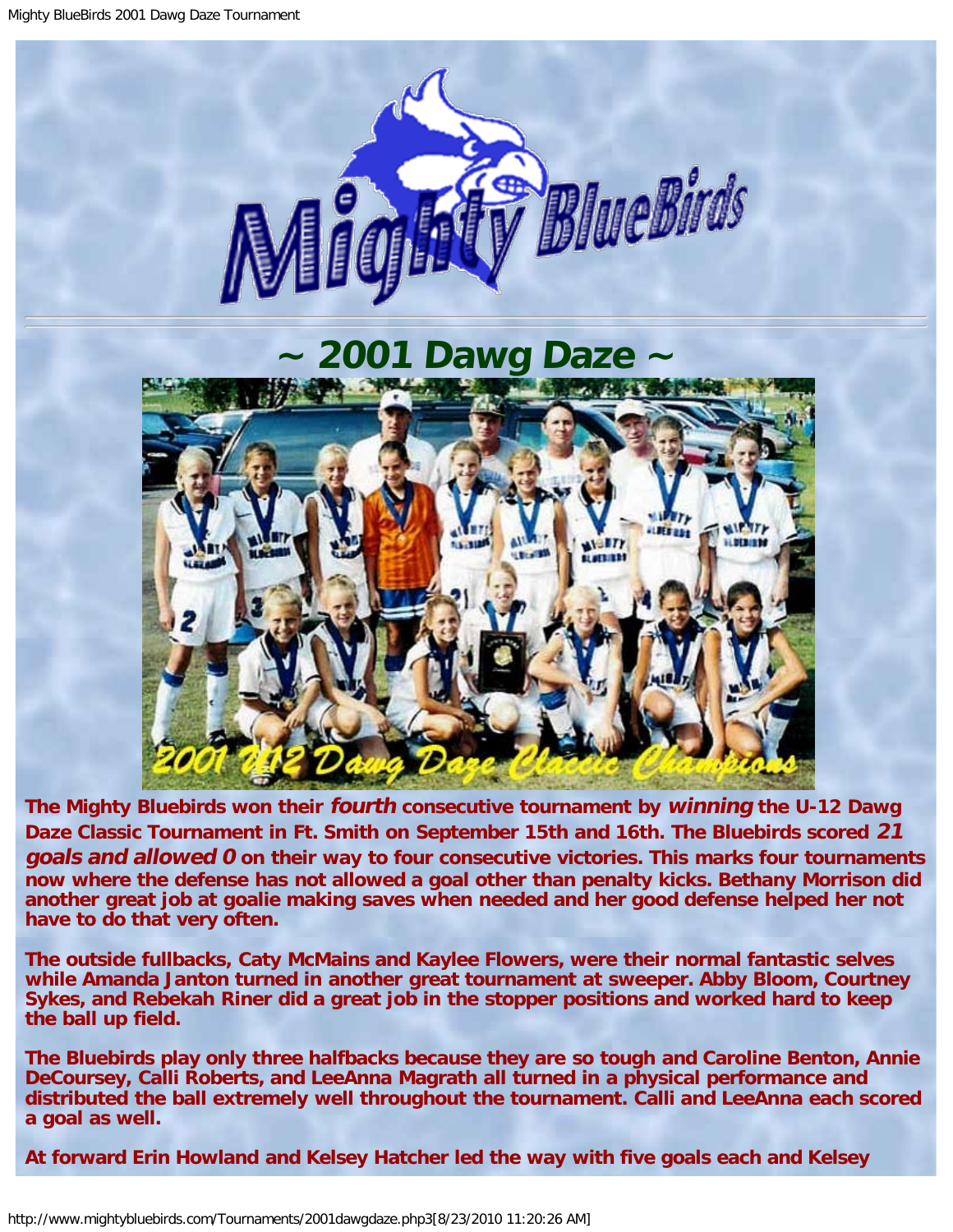# ~ 2001 Dawg Daze ~

**The Mighty Bluebirds won their *fourth* consecutive tournament by *winning* the U-12 Dawg Daze Classic Tournament in Ft. Smith on September 15th and 16th. The Bluebirds scored *21 goals and allowed 0* on their way to four consecutive victories. This marks four tournaments now where the defense has not allowed a goal other than penalty kicks. Bethany Morrison did another great job at goalie making saves when needed and her good defense helped her not have to do that very often.**

**The outside fullbacks, Caty McMains and Kaylee Flowers, were their normal fantastic selves while Amanda Janton turned in another great tournament at sweeper. Abby Bloom, Courtney Sykes, and Rebekah Riner did a great job in the stopper positions and worked hard to keep the ball up field.**

**The Bluebirds play only three halfbacks because they are so tough and Caroline Benton, Annie DeCoursey, Calli Roberts, and LeeAnna Magrath all turned in a physical performance and distributed the ball extremely well throughout the tournament. Calli and LeeAnna each scored a goal as well.**

**At forward Erin Howland and Kelsey Hatcher led the way with five goals each and Kelsey**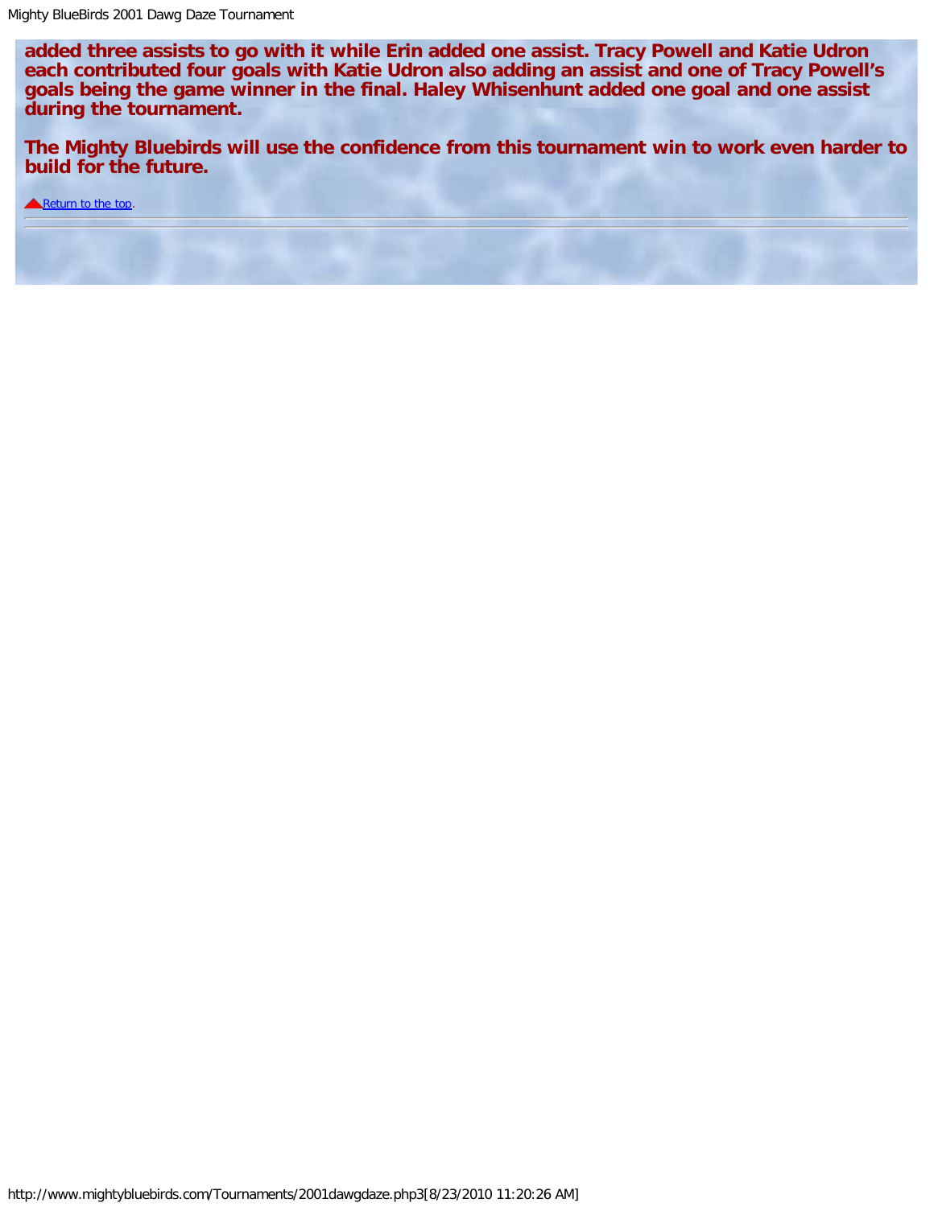**added three assists to go with it while Erin added one assist. Tracy Powell and Katie Udron each contributed four goals with Katie Udron also adding an assist and one of Tracy Powell's goals being the game winner in the final. Haley Whisenhunt added one goal and one assist during the tournament.**

**The Mighty Bluebirds will use the confidence from this tournament win to work even harder to build for the future.**

Return to the top.

---

---